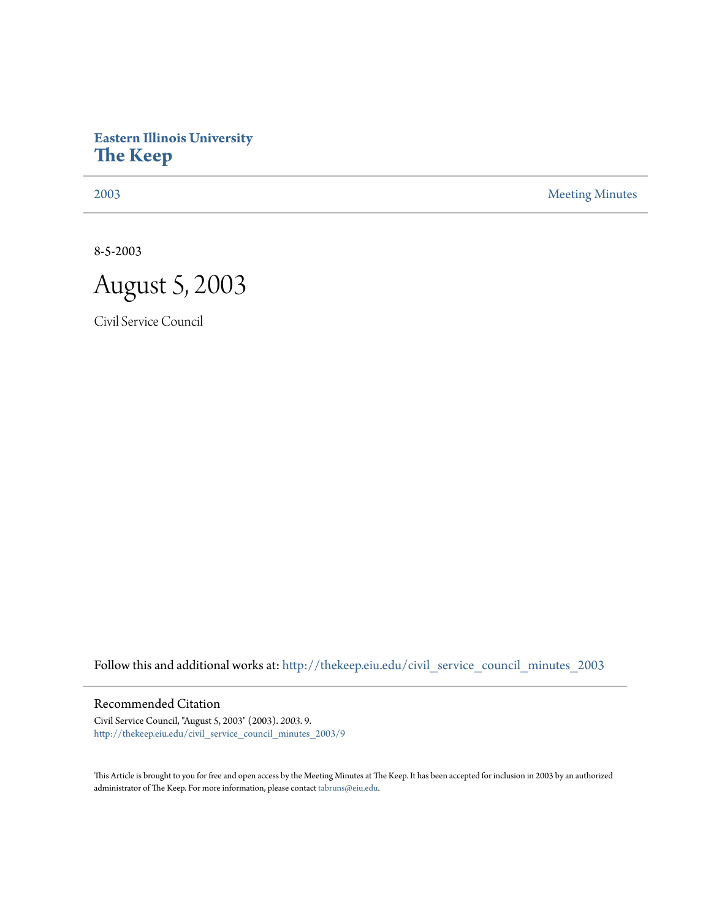**Eastern Illinois University**
# The Keep

2003 | Meeting Minutes

8-5-2003

# August 5, 2003

Civil Service Council

Follow this and additional works at: http://thekeep.eiu.edu/civil_service_council_minutes_2003

## Recommended Citation

Civil Service Council, "August 5, 2003" (2003). *2003*. 9.
http://thekeep.eiu.edu/civil_service_council_minutes_2003/9

This Article is brought to you for free and open access by the Meeting Minutes at The Keep. It has been accepted for inclusion in 2003 by an authorized administrator of The Keep. For more information, please contact tabruns@eiu.edu.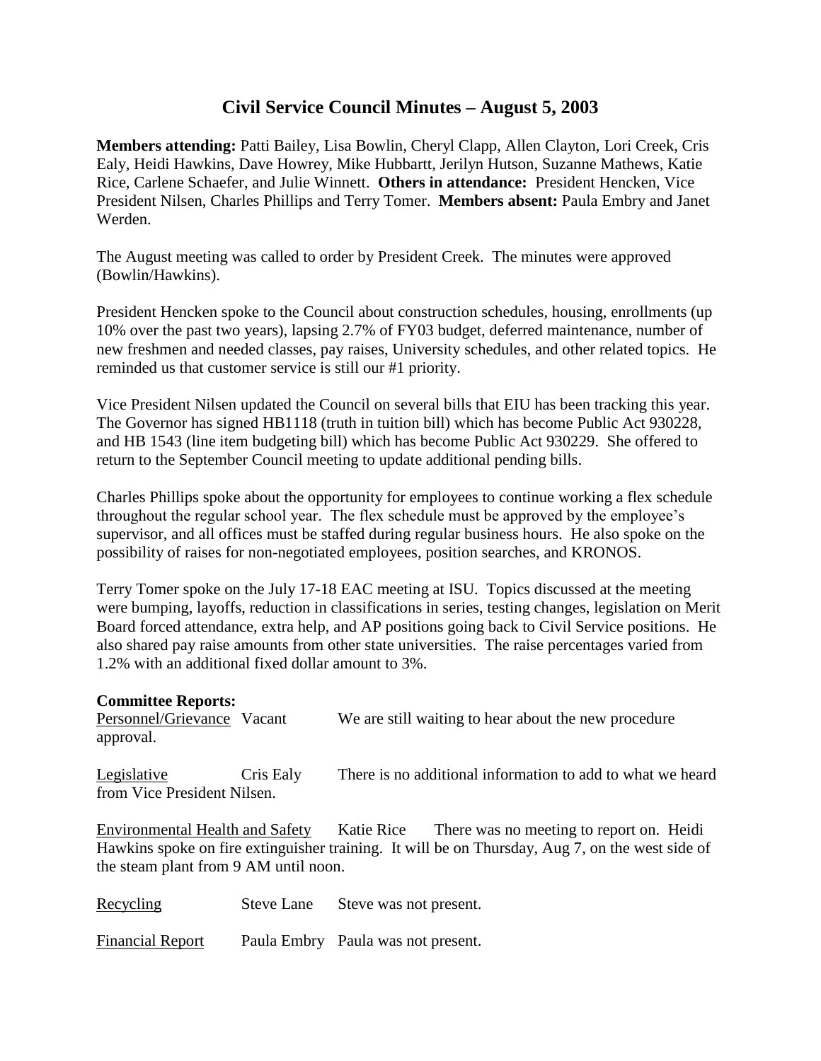## Civil Service Council Minutes – August 5, 2003

**Members attending:** Patti Bailey, Lisa Bowlin, Cheryl Clapp, Allen Clayton, Lori Creek, Cris Ealy, Heidi Hawkins, Dave Howrey, Mike Hubbartt, Jerilyn Hutson, Suzanne Mathews, Katie Rice, Carlene Schaefer, and Julie Winnett. **Others in attendance:** President Hencken, Vice President Nilsen, Charles Phillips and Terry Tomer. **Members absent:** Paula Embry and Janet Werden.

The August meeting was called to order by President Creek. The minutes were approved (Bowlin/Hawkins).

President Hencken spoke to the Council about construction schedules, housing, enrollments (up 10% over the past two years), lapsing 2.7% of FY03 budget, deferred maintenance, number of new freshmen and needed classes, pay raises, University schedules, and other related topics. He reminded us that customer service is still our #1 priority.

Vice President Nilsen updated the Council on several bills that EIU has been tracking this year. The Governor has signed HB1118 (truth in tuition bill) which has become Public Act 930228, and HB 1543 (line item budgeting bill) which has become Public Act 930229. She offered to return to the September Council meeting to update additional pending bills.

Charles Phillips spoke about the opportunity for employees to continue working a flex schedule throughout the regular school year. The flex schedule must be approved by the employee's supervisor, and all offices must be staffed during regular business hours. He also spoke on the possibility of raises for non-negotiated employees, position searches, and KRONOS.

Terry Tomer spoke on the July 17-18 EAC meeting at ISU. Topics discussed at the meeting were bumping, layoffs, reduction in classifications in series, testing changes, legislation on Merit Board forced attendance, extra help, and AP positions going back to Civil Service positions. He also shared pay raise amounts from other state universities. The raise percentages varied from 1.2% with an additional fixed dollar amount to 3%.

**Committee Reports:**

Personnel/Grievance Vacant We are still waiting to hear about the new procedure approval.

Legislative Cris Ealy There is no additional information to add to what we heard from Vice President Nilsen.

Environmental Health and Safety Katie Rice There was no meeting to report on. Heidi Hawkins spoke on fire extinguisher training. It will be on Thursday, Aug 7, on the west side of the steam plant from 9 AM until noon.

Recycling Steve Lane Steve was not present.

Financial Report Paula Embry Paula was not present.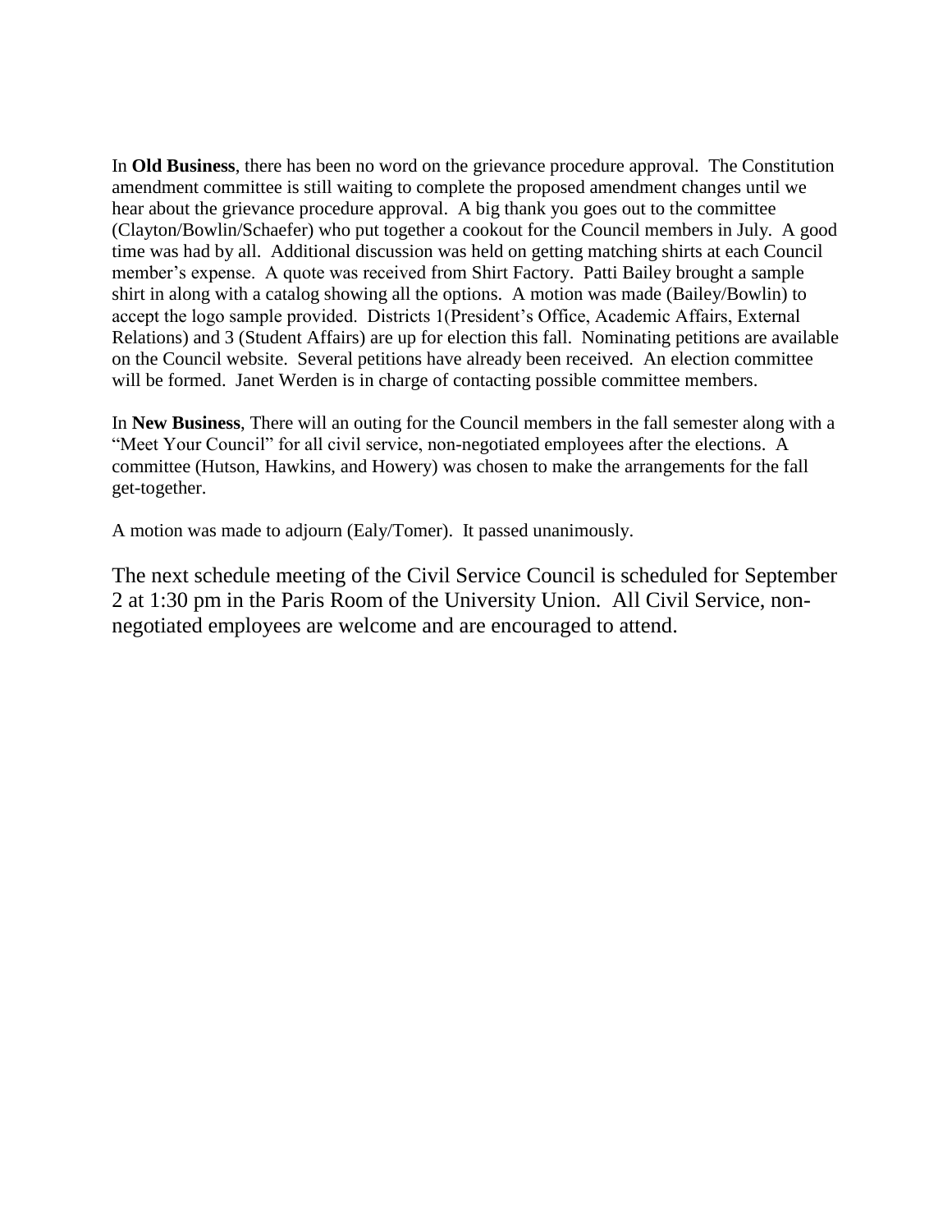In **Old Business**, there has been no word on the grievance procedure approval. The Constitution amendment committee is still waiting to complete the proposed amendment changes until we hear about the grievance procedure approval. A big thank you goes out to the committee (Clayton/Bowlin/Schaefer) who put together a cookout for the Council members in July. A good time was had by all. Additional discussion was held on getting matching shirts at each Council member's expense. A quote was received from Shirt Factory. Patti Bailey brought a sample shirt in along with a catalog showing all the options. A motion was made (Bailey/Bowlin) to accept the logo sample provided. Districts 1(President's Office, Academic Affairs, External Relations) and 3 (Student Affairs) are up for election this fall. Nominating petitions are available on the Council website. Several petitions have already been received. An election committee will be formed. Janet Werden is in charge of contacting possible committee members.

In **New Business**, There will an outing for the Council members in the fall semester along with a "Meet Your Council" for all civil service, non-negotiated employees after the elections. A committee (Hutson, Hawkins, and Howery) was chosen to make the arrangements for the fall get-together.

A motion was made to adjourn (Ealy/Tomer). It passed unanimously.

The next schedule meeting of the Civil Service Council is scheduled for September 2 at 1:30 pm in the Paris Room of the University Union. All Civil Service, non-negotiated employees are welcome and are encouraged to attend.